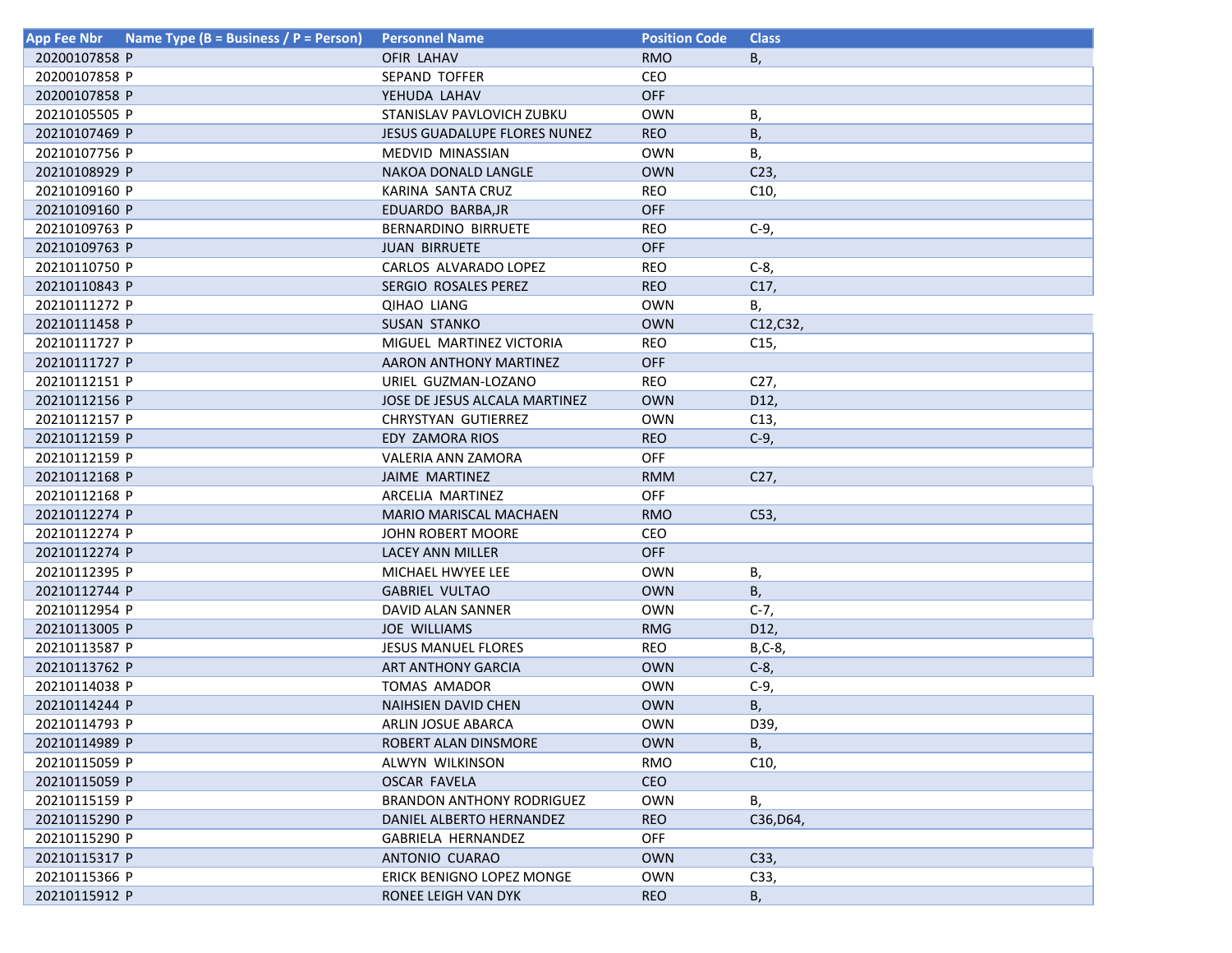| App Fee Nbr | Name Type (B = Business / P = Person) | Personnel Name | Position Code | Class |
|---|---|---|---|---|
| 20200107858 | P | OFIR LAHAV | RMO | B, |
| 20200107858 | P | SEPAND TOFFER | CEO | |
| 20200107858 | P | YEHUDA LAHAV | OFF | |
| 20210105505 | P | STANISLAV PAVLOVICH ZUBKU | OWN | B, |
| 20210107469 | P | JESUS GUADALUPE FLORES NUNEZ | REO | B, |
| 20210107756 | P | MEDVID MINASSIAN | OWN | B, |
| 20210108929 | P | NAKOA DONALD LANGLE | OWN | C23, |
| 20210109160 | P | KARINA SANTA CRUZ | REO | C10, |
| 20210109160 | P | EDUARDO BARBA,JR | OFF | |
| 20210109763 | P | BERNARDINO BIRRUETE | REO | C-9, |
| 20210109763 | P | JUAN BIRRUETE | OFF | |
| 20210110750 | P | CARLOS ALVARADO LOPEZ | REO | C-8, |
| 20210110843 | P | SERGIO ROSALES PEREZ | REO | C17, |
| 20210111272 | P | QIHAO LIANG | OWN | B, |
| 20210111458 | P | SUSAN STANKO | OWN | C12,C32, |
| 20210111727 | P | MIGUEL MARTINEZ VICTORIA | REO | C15, |
| 20210111727 | P | AARON ANTHONY MARTINEZ | OFF | |
| 20210112151 | P | URIEL GUZMAN-LOZANO | REO | C27, |
| 20210112156 | P | JOSE DE JESUS ALCALA MARTINEZ | OWN | D12, |
| 20210112157 | P | CHRYSTYAN GUTIERREZ | OWN | C13, |
| 20210112159 | P | EDY ZAMORA RIOS | REO | C-9, |
| 20210112159 | P | VALERIA ANN ZAMORA | OFF | |
| 20210112168 | P | JAIME MARTINEZ | RMM | C27, |
| 20210112168 | P | ARCELIA MARTINEZ | OFF | |
| 20210112274 | P | MARIO MARISCAL MACHAEN | RMO | C53, |
| 20210112274 | P | JOHN ROBERT MOORE | CEO | |
| 20210112274 | P | LACEY ANN MILLER | OFF | |
| 20210112395 | P | MICHAEL HWYEE LEE | OWN | B, |
| 20210112744 | P | GABRIEL VULTAO | OWN | B, |
| 20210112954 | P | DAVID ALAN SANNER | OWN | C-7, |
| 20210113005 | P | JOE WILLIAMS | RMG | D12, |
| 20210113587 | P | JESUS MANUEL FLORES | REO | B,C-8, |
| 20210113762 | P | ART ANTHONY GARCIA | OWN | C-8, |
| 20210114038 | P | TOMAS AMADOR | OWN | C-9, |
| 20210114244 | P | NAIHSIEN DAVID CHEN | OWN | B, |
| 20210114793 | P | ARLIN JOSUE ABARCA | OWN | D39, |
| 20210114989 | P | ROBERT ALAN DINSMORE | OWN | B, |
| 20210115059 | P | ALWYN WILKINSON | RMO | C10, |
| 20210115059 | P | OSCAR FAVELA | CEO | |
| 20210115159 | P | BRANDON ANTHONY RODRIGUEZ | OWN | B, |
| 20210115290 | P | DANIEL ALBERTO HERNANDEZ | REO | C36,D64, |
| 20210115290 | P | GABRIELA HERNANDEZ | OFF | |
| 20210115317 | P | ANTONIO CUARAO | OWN | C33, |
| 20210115366 | P | ERICK BENIGNO LOPEZ MONGE | OWN | C33, |
| 20210115912 | P | RONEE LEIGH VAN DYK | REO | B, |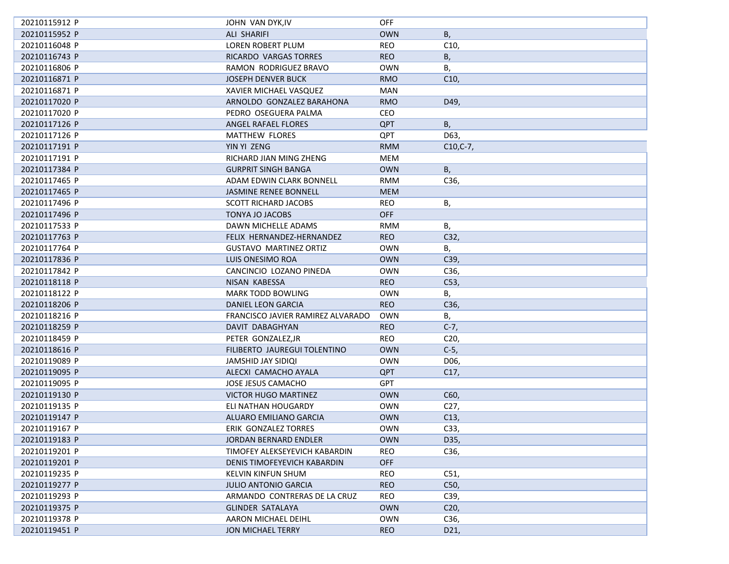| | | | |
|---|---|---|---|
| 20210115912 P | JOHN VAN DYK,IV | OFF | |
| 20210115952 P | ALI SHARIFI | OWN | B, |
| 20210116048 P | LOREN ROBERT PLUM | REO | C10, |
| 20210116743 P | RICARDO VARGAS TORRES | REO | B, |
| 20210116806 P | RAMON RODRIGUEZ BRAVO | OWN | B, |
| 20210116871 P | JOSEPH DENVER BUCK | RMO | C10, |
| 20210116871 P | XAVIER MICHAEL VASQUEZ | MAN | |
| 20210117020 P | ARNOLDO GONZALEZ BARAHONA | RMO | D49, |
| 20210117020 P | PEDRO OSEGUERA PALMA | CEO | |
| 20210117126 P | ANGEL RAFAEL FLORES | QPT | B, |
| 20210117126 P | MATTHEW FLORES | QPT | D63, |
| 20210117191 P | YIN YI ZENG | RMM | C10,C-7, |
| 20210117191 P | RICHARD JIAN MING ZHENG | MEM | |
| 20210117384 P | GURPRIT SINGH BANGA | OWN | B, |
| 20210117465 P | ADAM EDWIN CLARK BONNELL | RMM | C36, |
| 20210117465 P | JASMINE RENEE BONNELL | MEM | |
| 20210117496 P | SCOTT RICHARD JACOBS | REO | B, |
| 20210117496 P | TONYA JO JACOBS | OFF | |
| 20210117533 P | DAWN MICHELLE ADAMS | RMM | B, |
| 20210117763 P | FELIX HERNANDEZ-HERNANDEZ | REO | C32, |
| 20210117764 P | GUSTAVO MARTINEZ ORTIZ | OWN | B, |
| 20210117836 P | LUIS ONESIMO ROA | OWN | C39, |
| 20210117842 P | CANCINCIO LOZANO PINEDA | OWN | C36, |
| 20210118118 P | NISAN KABESSA | REO | C53, |
| 20210118122 P | MARK TODD BOWLING | OWN | B, |
| 20210118206 P | DANIEL LEON GARCIA | REO | C36, |
| 20210118216 P | FRANCISCO JAVIER RAMIREZ ALVARADO | OWN | B, |
| 20210118259 P | DAVIT DABAGHYAN | REO | C-7, |
| 20210118459 P | PETER GONZALEZ,JR | REO | C20, |
| 20210118616 P | FILIBERTO JAUREGUI TOLENTINO | OWN | C-5, |
| 20210119089 P | JAMSHID JAY SIDIQI | OWN | D06, |
| 20210119095 P | ALECXI CAMACHO AYALA | QPT | C17, |
| 20210119095 P | JOSE JESUS CAMACHO | GPT | |
| 20210119130 P | VICTOR HUGO MARTINEZ | OWN | C60, |
| 20210119135 P | ELI NATHAN HOUGARDY | OWN | C27, |
| 20210119147 P | ALUARO EMILIANO GARCIA | OWN | C13, |
| 20210119167 P | ERIK GONZALEZ TORRES | OWN | C33, |
| 20210119183 P | JORDAN BERNARD ENDLER | OWN | D35, |
| 20210119201 P | TIMOFEY ALEKSEYEVICH KABARDIN | REO | C36, |
| 20210119201 P | DENIS TIMOFEYEVICH KABARDIN | OFF | |
| 20210119235 P | KELVIN KINFUN SHUM | REO | C51, |
| 20210119277 P | JULIO ANTONIO GARCIA | REO | C50, |
| 20210119293 P | ARMANDO CONTRERAS DE LA CRUZ | REO | C39, |
| 20210119375 P | GLINDER SATALAYA | OWN | C20, |
| 20210119378 P | AARON MICHAEL DEIHL | OWN | C36, |
| 20210119451 P | JON MICHAEL TERRY | REO | D21, |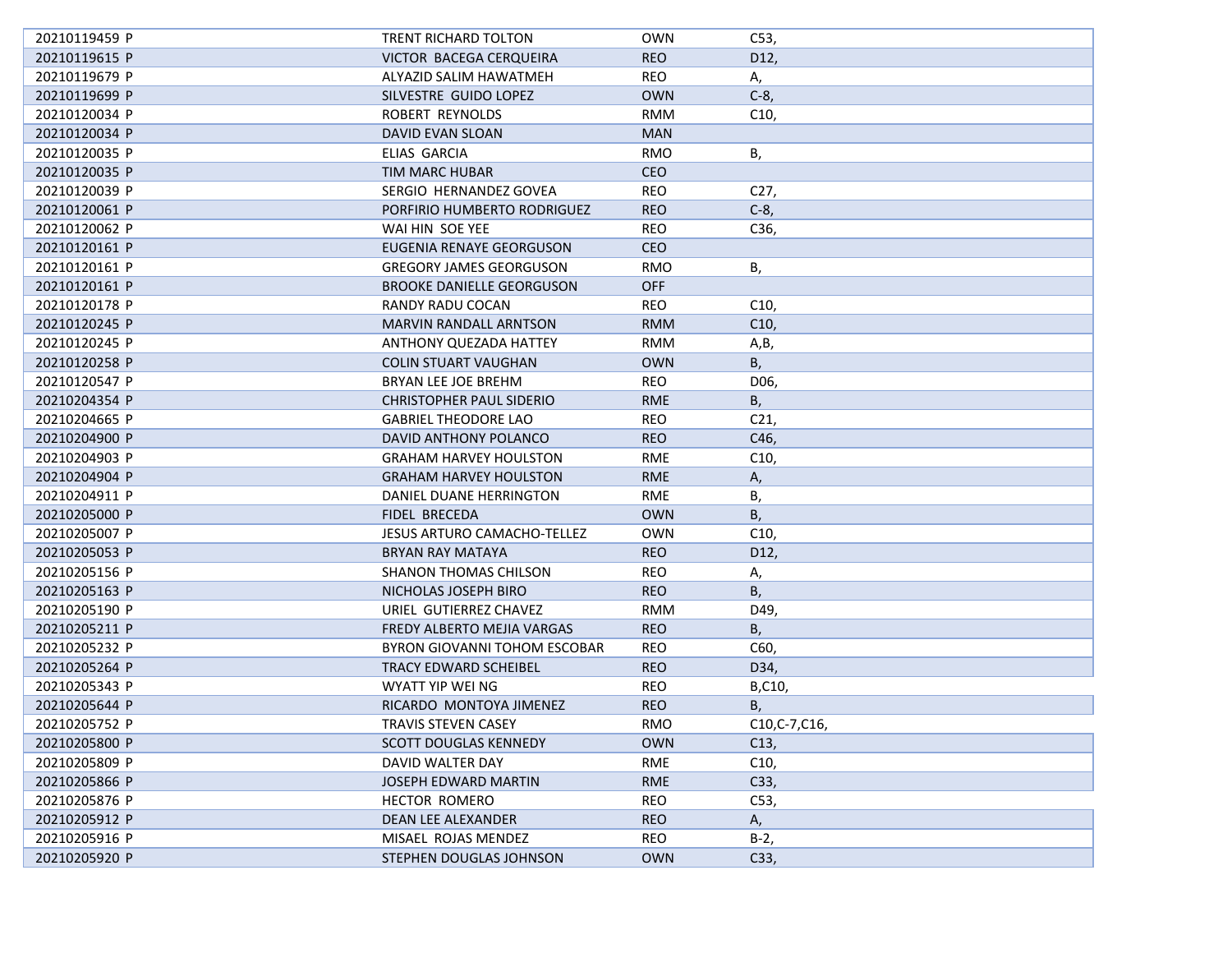| | | | |
|---|---|---|---|
| 20210119459 P | TRENT RICHARD TOLTON | OWN | C53, |
| 20210119615 P | VICTOR BACEGA CERQUEIRA | REO | D12, |
| 20210119679 P | ALYAZID SALIM HAWATMEH | REO | A, |
| 20210119699 P | SILVESTRE GUIDO LOPEZ | OWN | C-8, |
| 20210120034 P | ROBERT REYNOLDS | RMM | C10, |
| 20210120034 P | DAVID EVAN SLOAN | MAN | |
| 20210120035 P | ELIAS GARCIA | RMO | B, |
| 20210120035 P | TIM MARC HUBAR | CEO | |
| 20210120039 P | SERGIO HERNANDEZ GOVEA | REO | C27, |
| 20210120061 P | PORFIRIO HUMBERTO RODRIGUEZ | REO | C-8, |
| 20210120062 P | WAI HIN SOE YEE | REO | C36, |
| 20210120161 P | EUGENIA RENAYE GEORGUSON | CEO | |
| 20210120161 P | GREGORY JAMES GEORGUSON | RMO | B, |
| 20210120161 P | BROOKE DANIELLE GEORGUSON | OFF | |
| 20210120178 P | RANDY RADU COCAN | REO | C10, |
| 20210120245 P | MARVIN RANDALL ARNTSON | RMM | C10, |
| 20210120245 P | ANTHONY QUEZADA HATTEY | RMM | A,B, |
| 20210120258 P | COLIN STUART VAUGHAN | OWN | B, |
| 20210120547 P | BRYAN LEE JOE BREHM | REO | D06, |
| 20210204354 P | CHRISTOPHER PAUL SIDERIO | RME | B, |
| 20210204665 P | GABRIEL THEODORE LAO | REO | C21, |
| 20210204900 P | DAVID ANTHONY POLANCO | REO | C46, |
| 20210204903 P | GRAHAM HARVEY HOULSTON | RME | C10, |
| 20210204904 P | GRAHAM HARVEY HOULSTON | RME | A, |
| 20210204911 P | DANIEL DUANE HERRINGTON | RME | B, |
| 20210205000 P | FIDEL BRECEDA | OWN | B, |
| 20210205007 P | JESUS ARTURO CAMACHO-TELLEZ | OWN | C10, |
| 20210205053 P | BRYAN RAY MATAYA | REO | D12, |
| 20210205156 P | SHANON THOMAS CHILSON | REO | A, |
| 20210205163 P | NICHOLAS JOSEPH BIRO | REO | B, |
| 20210205190 P | URIEL GUTIERREZ CHAVEZ | RMM | D49, |
| 20210205211 P | FREDY ALBERTO MEJIA VARGAS | REO | B, |
| 20210205232 P | BYRON GIOVANNI TOHOM ESCOBAR | REO | C60, |
| 20210205264 P | TRACY EDWARD SCHEIBEL | REO | D34, |
| 20210205343 P | WYATT YIP WEI NG | REO | B,C10, |
| 20210205644 P | RICARDO MONTOYA JIMENEZ | REO | B, |
| 20210205752 P | TRAVIS STEVEN CASEY | RMO | C10,C-7,C16, |
| 20210205800 P | SCOTT DOUGLAS KENNEDY | OWN | C13, |
| 20210205809 P | DAVID WALTER DAY | RME | C10, |
| 20210205866 P | JOSEPH EDWARD MARTIN | RME | C33, |
| 20210205876 P | HECTOR ROMERO | REO | C53, |
| 20210205912 P | DEAN LEE ALEXANDER | REO | A, |
| 20210205916 P | MISAEL ROJAS MENDEZ | REO | B-2, |
| 20210205920 P | STEPHEN DOUGLAS JOHNSON | OWN | C33, |